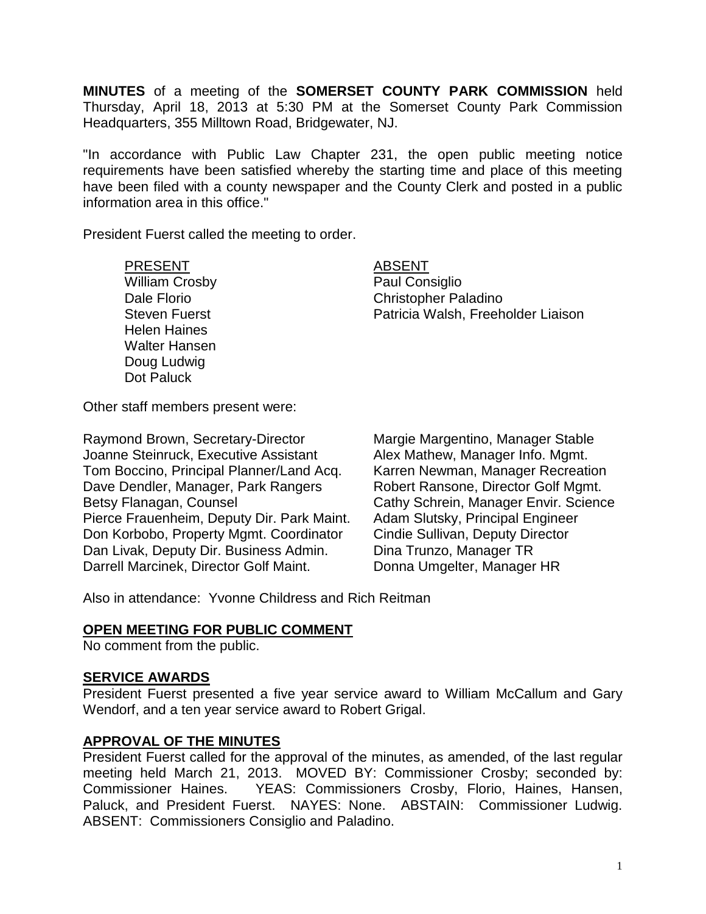**MINUTES** of a meeting of the **SOMERSET COUNTY PARK COMMISSION** held Thursday, April 18, 2013 at 5:30 PM at the Somerset County Park Commission Headquarters, 355 Milltown Road, Bridgewater, NJ.

"In accordance with Public Law Chapter 231, the open public meeting notice requirements have been satisfied whereby the starting time and place of this meeting have been filed with a county newspaper and the County Clerk and posted in a public information area in this office."

President Fuerst called the meeting to order.

| PRESENT | ABSENT |
|---|---|
| William Crosby | Paul Consiglio |
| Dale Florio | Christopher Paladino |
| Steven Fuerst | Patricia Walsh, Freeholder Liaison |
| Helen Haines | |
| Walter Hansen | |
| Doug Ludwig | |
| Dot Paluck | |

Other staff members present were:

| | |
|---|---|
| Raymond Brown, Secretary-Director | Margie Margentino, Manager Stable |
| Joanne Steinruck, Executive Assistant | Alex Mathew, Manager Info. Mgmt. |
| Tom Boccino, Principal Planner/Land Acq. | Karren Newman, Manager Recreation |
| Dave Dendler, Manager, Park Rangers | Robert Ransone, Director Golf Mgmt. |
| Betsy Flanagan, Counsel | Cathy Schrein, Manager Envir. Science |
| Pierce Frauenheim, Deputy Dir. Park Maint. | Adam Slutsky, Principal Engineer |
| Don Korbobo, Property Mgmt. Coordinator | Cindie Sullivan, Deputy Director |
| Dan Livak, Deputy Dir. Business Admin. | Dina Trunzo, Manager TR |
| Darrell Marcinek, Director Golf Maint. | Donna Umgelter, Manager HR |

Also in attendance: Yvonne Childress and Rich Reitman

## OPEN MEETING FOR PUBLIC COMMENT

No comment from the public.

## SERVICE AWARDS

President Fuerst presented a five year service award to William McCallum and Gary Wendorf, and a ten year service award to Robert Grigal.

## APPROVAL OF THE MINUTES

President Fuerst called for the approval of the minutes, as amended, of the last regular meeting held March 21, 2013. MOVED BY: Commissioner Crosby; seconded by: Commissioner Haines. YEAS: Commissioners Crosby, Florio, Haines, Hansen, Paluck, and President Fuerst. NAYES: None. ABSTAIN: Commissioner Ludwig. ABSENT: Commissioners Consiglio and Paladino.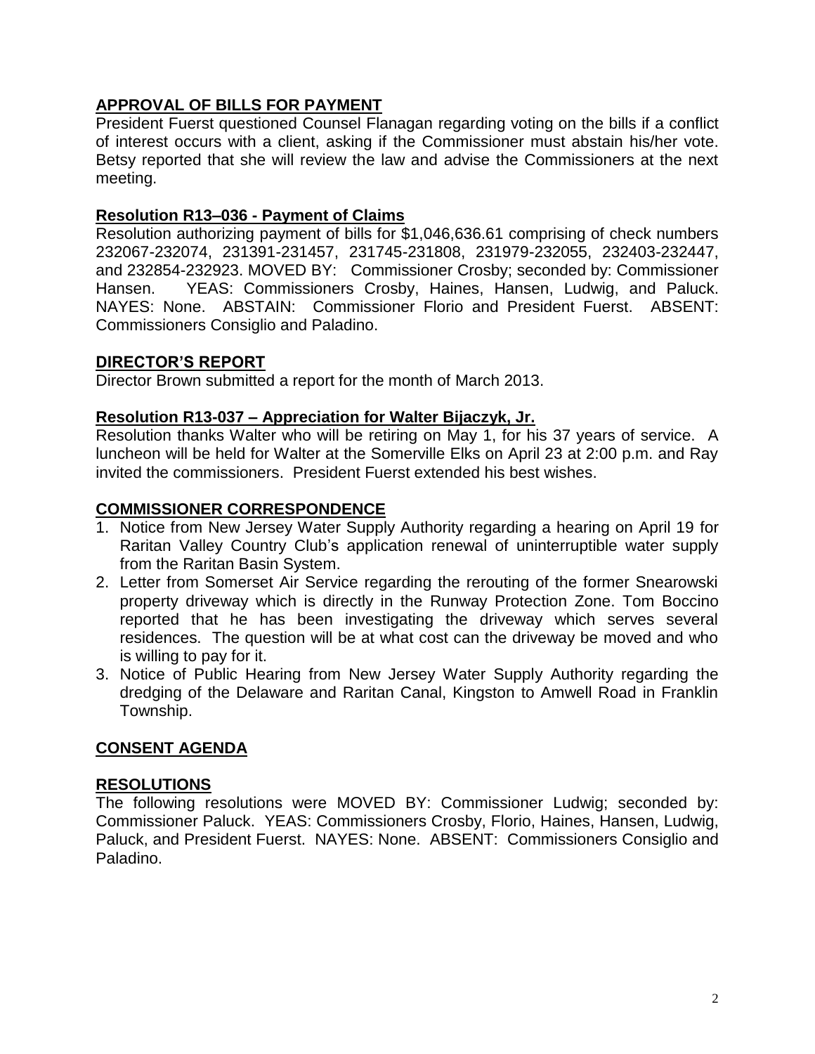## APPROVAL OF BILLS FOR PAYMENT

President Fuerst questioned Counsel Flanagan regarding voting on the bills if a conflict of interest occurs with a client, asking if the Commissioner must abstain his/her vote. Betsy reported that she will review the law and advise the Commissioners at the next meeting.

### Resolution R13–036 - Payment of Claims

Resolution authorizing payment of bills for $1,046,636.61 comprising of check numbers 232067-232074, 231391-231457, 231745-231808, 231979-232055, 232403-232447, and 232854-232923. MOVED BY: Commissioner Crosby; seconded by: Commissioner Hansen. YEAS: Commissioners Crosby, Haines, Hansen, Ludwig, and Paluck. NAYES: None. ABSTAIN: Commissioner Florio and President Fuerst. ABSENT: Commissioners Consiglio and Paladino.

## DIRECTOR'S REPORT

Director Brown submitted a report for the month of March 2013.

### Resolution R13-037 – Appreciation for Walter Bijaczyk, Jr.

Resolution thanks Walter who will be retiring on May 1, for his 37 years of service. A luncheon will be held for Walter at the Somerville Elks on April 23 at 2:00 p.m. and Ray invited the commissioners. President Fuerst extended his best wishes.

## COMMISSIONER CORRESPONDENCE

1. Notice from New Jersey Water Supply Authority regarding a hearing on April 19 for Raritan Valley Country Club's application renewal of uninterruptible water supply from the Raritan Basin System.
2. Letter from Somerset Air Service regarding the rerouting of the former Snearowski property driveway which is directly in the Runway Protection Zone. Tom Boccino reported that he has been investigating the driveway which serves several residences. The question will be at what cost can the driveway be moved and who is willing to pay for it.
3. Notice of Public Hearing from New Jersey Water Supply Authority regarding the dredging of the Delaware and Raritan Canal, Kingston to Amwell Road in Franklin Township.

## CONSENT AGENDA

## RESOLUTIONS

The following resolutions were MOVED BY: Commissioner Ludwig; seconded by: Commissioner Paluck. YEAS: Commissioners Crosby, Florio, Haines, Hansen, Ludwig, Paluck, and President Fuerst. NAYES: None. ABSENT: Commissioners Consiglio and Paladino.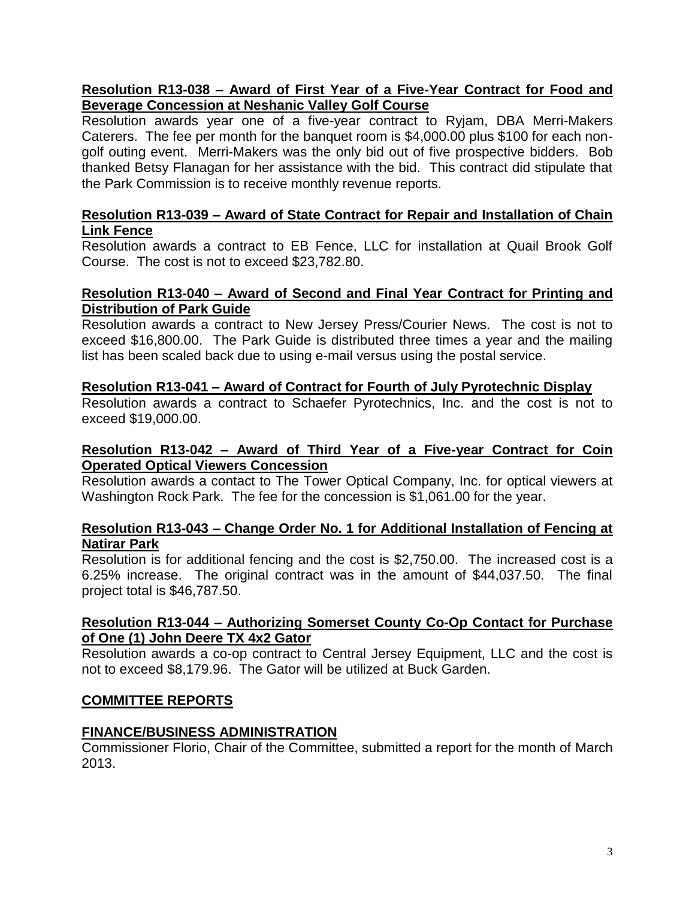**Resolution R13-038 – Award of First Year of a Five-Year Contract for Food and Beverage Concession at Neshanic Valley Golf Course**

Resolution awards year one of a five-year contract to Ryjam, DBA Merri-Makers Caterers. The fee per month for the banquet room is $4,000.00 plus $100 for each non-golf outing event. Merri-Makers was the only bid out of five prospective bidders. Bob thanked Betsy Flanagan for her assistance with the bid. This contract did stipulate that the Park Commission is to receive monthly revenue reports.

**Resolution R13-039 – Award of State Contract for Repair and Installation of Chain Link Fence**

Resolution awards a contract to EB Fence, LLC for installation at Quail Brook Golf Course. The cost is not to exceed $23,782.80.

**Resolution R13-040 – Award of Second and Final Year Contract for Printing and Distribution of Park Guide**

Resolution awards a contract to New Jersey Press/Courier News. The cost is not to exceed $16,800.00. The Park Guide is distributed three times a year and the mailing list has been scaled back due to using e-mail versus using the postal service.

**Resolution R13-041 – Award of Contract for Fourth of July Pyrotechnic Display**

Resolution awards a contract to Schaefer Pyrotechnics, Inc. and the cost is not to exceed $19,000.00.

**Resolution R13-042 – Award of Third Year of a Five-year Contract for Coin Operated Optical Viewers Concession**

Resolution awards a contact to The Tower Optical Company, Inc. for optical viewers at Washington Rock Park. The fee for the concession is $1,061.00 for the year.

**Resolution R13-043 – Change Order No. 1 for Additional Installation of Fencing at Natirar Park**

Resolution is for additional fencing and the cost is $2,750.00. The increased cost is a 6.25% increase. The original contract was in the amount of $44,037.50. The final project total is $46,787.50.

**Resolution R13-044 – Authorizing Somerset County Co-Op Contact for Purchase of One (1) John Deere TX 4x2 Gator**

Resolution awards a co-op contract to Central Jersey Equipment, LLC and the cost is not to exceed $8,179.96. The Gator will be utilized at Buck Garden.

## COMMITTEE REPORTS

### FINANCE/BUSINESS ADMINISTRATION

Commissioner Florio, Chair of the Committee, submitted a report for the month of March 2013.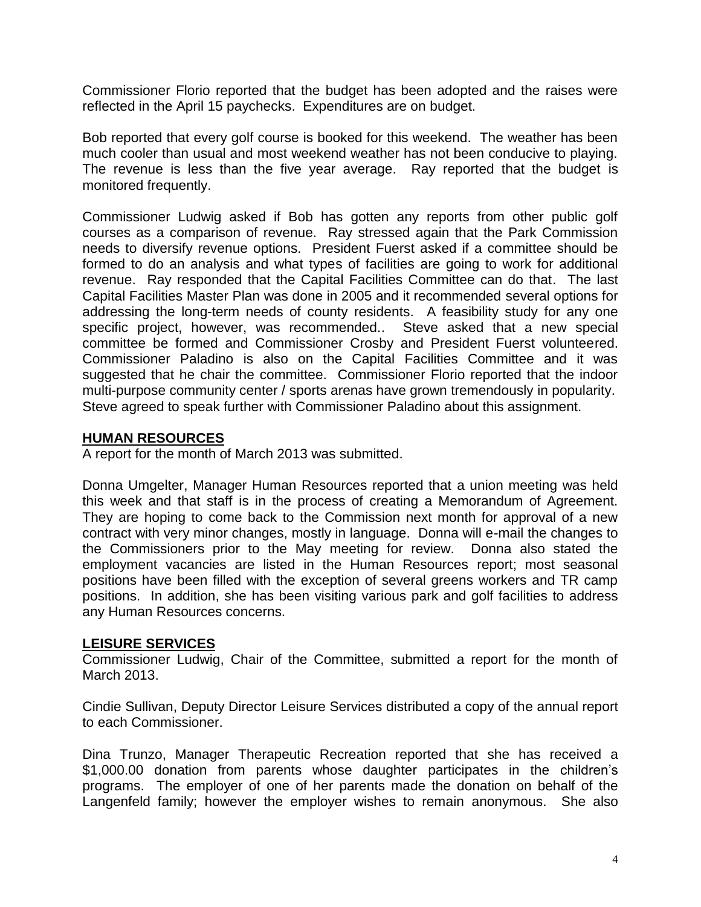Commissioner Florio reported that the budget has been adopted and the raises were reflected in the April 15 paychecks. Expenditures are on budget.

Bob reported that every golf course is booked for this weekend. The weather has been much cooler than usual and most weekend weather has not been conducive to playing. The revenue is less than the five year average. Ray reported that the budget is monitored frequently.

Commissioner Ludwig asked if Bob has gotten any reports from other public golf courses as a comparison of revenue. Ray stressed again that the Park Commission needs to diversify revenue options. President Fuerst asked if a committee should be formed to do an analysis and what types of facilities are going to work for additional revenue. Ray responded that the Capital Facilities Committee can do that. The last Capital Facilities Master Plan was done in 2005 and it recommended several options for addressing the long-term needs of county residents. A feasibility study for any one specific project, however, was recommended.. Steve asked that a new special committee be formed and Commissioner Crosby and President Fuerst volunteered. Commissioner Paladino is also on the Capital Facilities Committee and it was suggested that he chair the committee. Commissioner Florio reported that the indoor multi-purpose community center / sports arenas have grown tremendously in popularity. Steve agreed to speak further with Commissioner Paladino about this assignment.

## HUMAN RESOURCES

A report for the month of March 2013 was submitted.

Donna Umgelter, Manager Human Resources reported that a union meeting was held this week and that staff is in the process of creating a Memorandum of Agreement. They are hoping to come back to the Commission next month for approval of a new contract with very minor changes, mostly in language. Donna will e-mail the changes to the Commissioners prior to the May meeting for review. Donna also stated the employment vacancies are listed in the Human Resources report; most seasonal positions have been filled with the exception of several greens workers and TR camp positions. In addition, she has been visiting various park and golf facilities to address any Human Resources concerns.

## LEISURE SERVICES

Commissioner Ludwig, Chair of the Committee, submitted a report for the month of March 2013.

Cindie Sullivan, Deputy Director Leisure Services distributed a copy of the annual report to each Commissioner.

Dina Trunzo, Manager Therapeutic Recreation reported that she has received a $1,000.00 donation from parents whose daughter participates in the children's programs. The employer of one of her parents made the donation on behalf of the Langenfeld family; however the employer wishes to remain anonymous. She also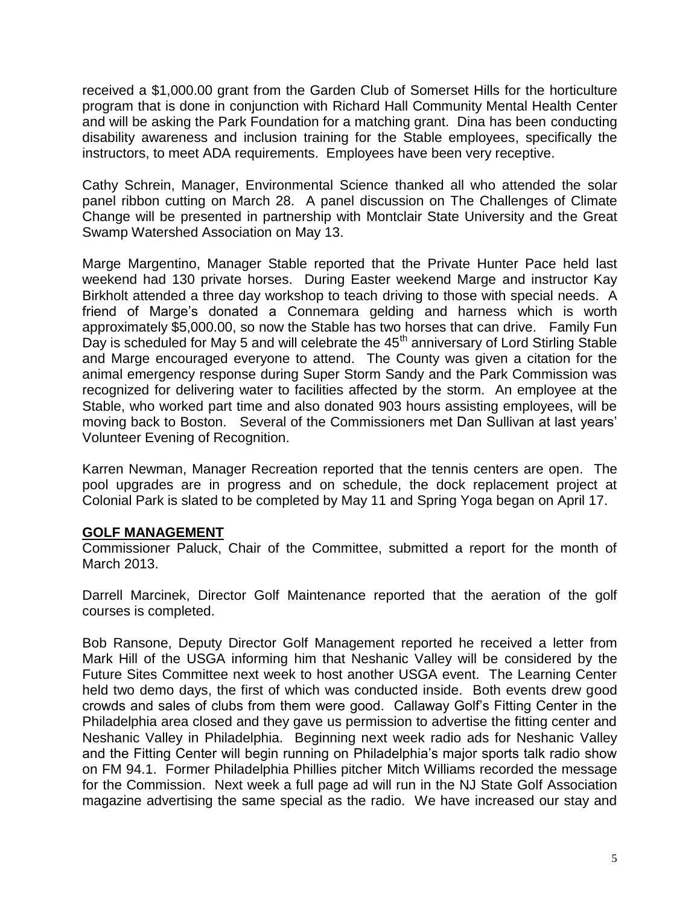received a $1,000.00 grant from the Garden Club of Somerset Hills for the horticulture program that is done in conjunction with Richard Hall Community Mental Health Center and will be asking the Park Foundation for a matching grant. Dina has been conducting disability awareness and inclusion training for the Stable employees, specifically the instructors, to meet ADA requirements. Employees have been very receptive.

Cathy Schrein, Manager, Environmental Science thanked all who attended the solar panel ribbon cutting on March 28. A panel discussion on The Challenges of Climate Change will be presented in partnership with Montclair State University and the Great Swamp Watershed Association on May 13.

Marge Margentino, Manager Stable reported that the Private Hunter Pace held last weekend had 130 private horses. During Easter weekend Marge and instructor Kay Birkholt attended a three day workshop to teach driving to those with special needs. A friend of Marge's donated a Connemara gelding and harness which is worth approximately $5,000.00, so now the Stable has two horses that can drive. Family Fun Day is scheduled for May 5 and will celebrate the 45th anniversary of Lord Stirling Stable and Marge encouraged everyone to attend. The County was given a citation for the animal emergency response during Super Storm Sandy and the Park Commission was recognized for delivering water to facilities affected by the storm. An employee at the Stable, who worked part time and also donated 903 hours assisting employees, will be moving back to Boston. Several of the Commissioners met Dan Sullivan at last years' Volunteer Evening of Recognition.

Karren Newman, Manager Recreation reported that the tennis centers are open. The pool upgrades are in progress and on schedule, the dock replacement project at Colonial Park is slated to be completed by May 11 and Spring Yoga began on April 17.

**GOLF MANAGEMENT**

Commissioner Paluck, Chair of the Committee, submitted a report for the month of March 2013.

Darrell Marcinek, Director Golf Maintenance reported that the aeration of the golf courses is completed.

Bob Ransone, Deputy Director Golf Management reported he received a letter from Mark Hill of the USGA informing him that Neshanic Valley will be considered by the Future Sites Committee next week to host another USGA event. The Learning Center held two demo days, the first of which was conducted inside. Both events drew good crowds and sales of clubs from them were good. Callaway Golf's Fitting Center in the Philadelphia area closed and they gave us permission to advertise the fitting center and Neshanic Valley in Philadelphia. Beginning next week radio ads for Neshanic Valley and the Fitting Center will begin running on Philadelphia's major sports talk radio show on FM 94.1. Former Philadelphia Phillies pitcher Mitch Williams recorded the message for the Commission. Next week a full page ad will run in the NJ State Golf Association magazine advertising the same special as the radio. We have increased our stay and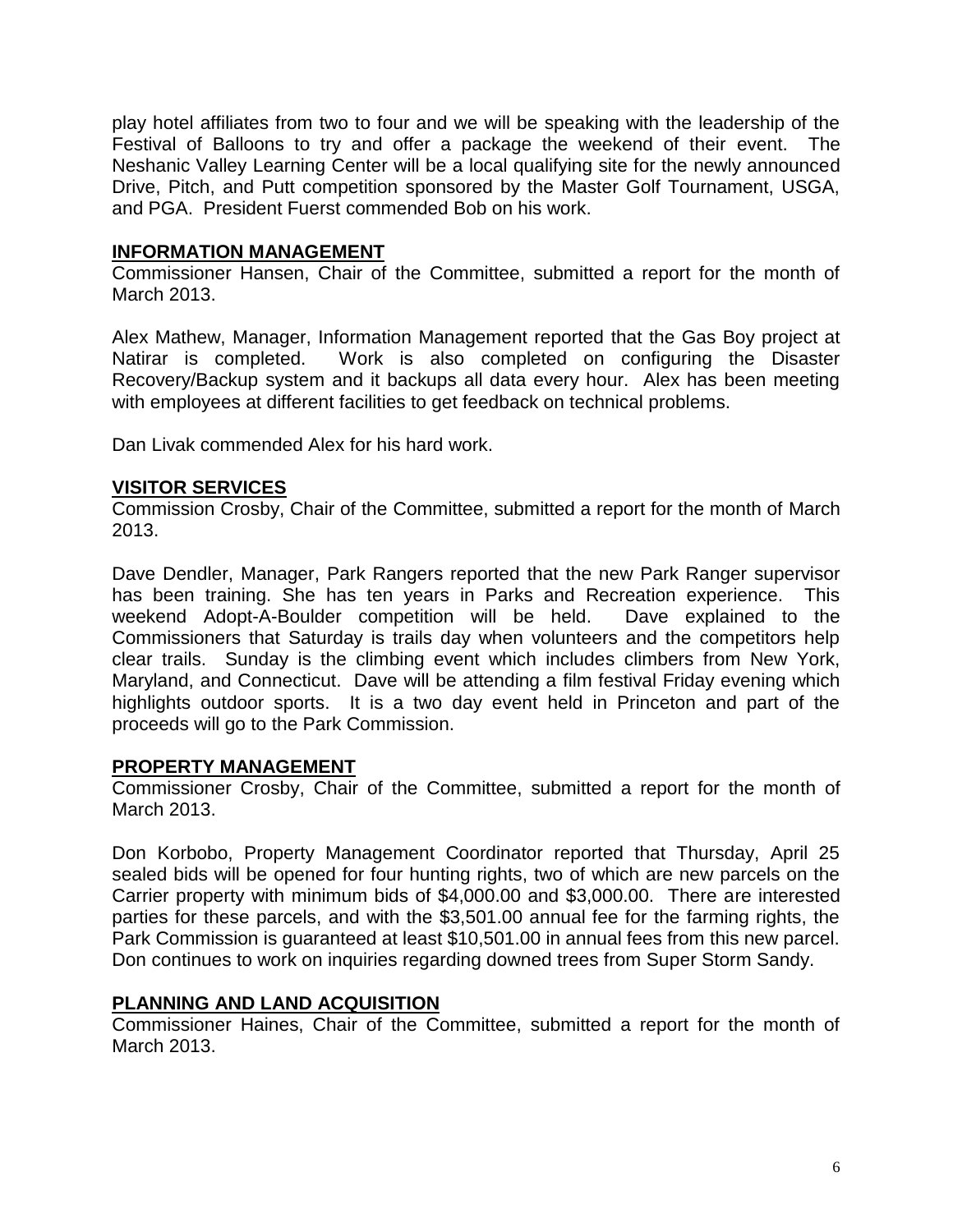play hotel affiliates from two to four and we will be speaking with the leadership of the Festival of Balloons to try and offer a package the weekend of their event. The Neshanic Valley Learning Center will be a local qualifying site for the newly announced Drive, Pitch, and Putt competition sponsored by the Master Golf Tournament, USGA, and PGA. President Fuerst commended Bob on his work.

## INFORMATION MANAGEMENT

Commissioner Hansen, Chair of the Committee, submitted a report for the month of March 2013.

Alex Mathew, Manager, Information Management reported that the Gas Boy project at Natirar is completed. Work is also completed on configuring the Disaster Recovery/Backup system and it backups all data every hour. Alex has been meeting with employees at different facilities to get feedback on technical problems.

Dan Livak commended Alex for his hard work.

## VISITOR SERVICES

Commission Crosby, Chair of the Committee, submitted a report for the month of March 2013.

Dave Dendler, Manager, Park Rangers reported that the new Park Ranger supervisor has been training. She has ten years in Parks and Recreation experience. This weekend Adopt-A-Boulder competition will be held. Dave explained to the Commissioners that Saturday is trails day when volunteers and the competitors help clear trails. Sunday is the climbing event which includes climbers from New York, Maryland, and Connecticut. Dave will be attending a film festival Friday evening which highlights outdoor sports. It is a two day event held in Princeton and part of the proceeds will go to the Park Commission.

## PROPERTY MANAGEMENT

Commissioner Crosby, Chair of the Committee, submitted a report for the month of March 2013.

Don Korbobo, Property Management Coordinator reported that Thursday, April 25 sealed bids will be opened for four hunting rights, two of which are new parcels on the Carrier property with minimum bids of $4,000.00 and $3,000.00. There are interested parties for these parcels, and with the $3,501.00 annual fee for the farming rights, the Park Commission is guaranteed at least $10,501.00 in annual fees from this new parcel. Don continues to work on inquiries regarding downed trees from Super Storm Sandy.

## PLANNING AND LAND ACQUISITION

Commissioner Haines, Chair of the Committee, submitted a report for the month of March 2013.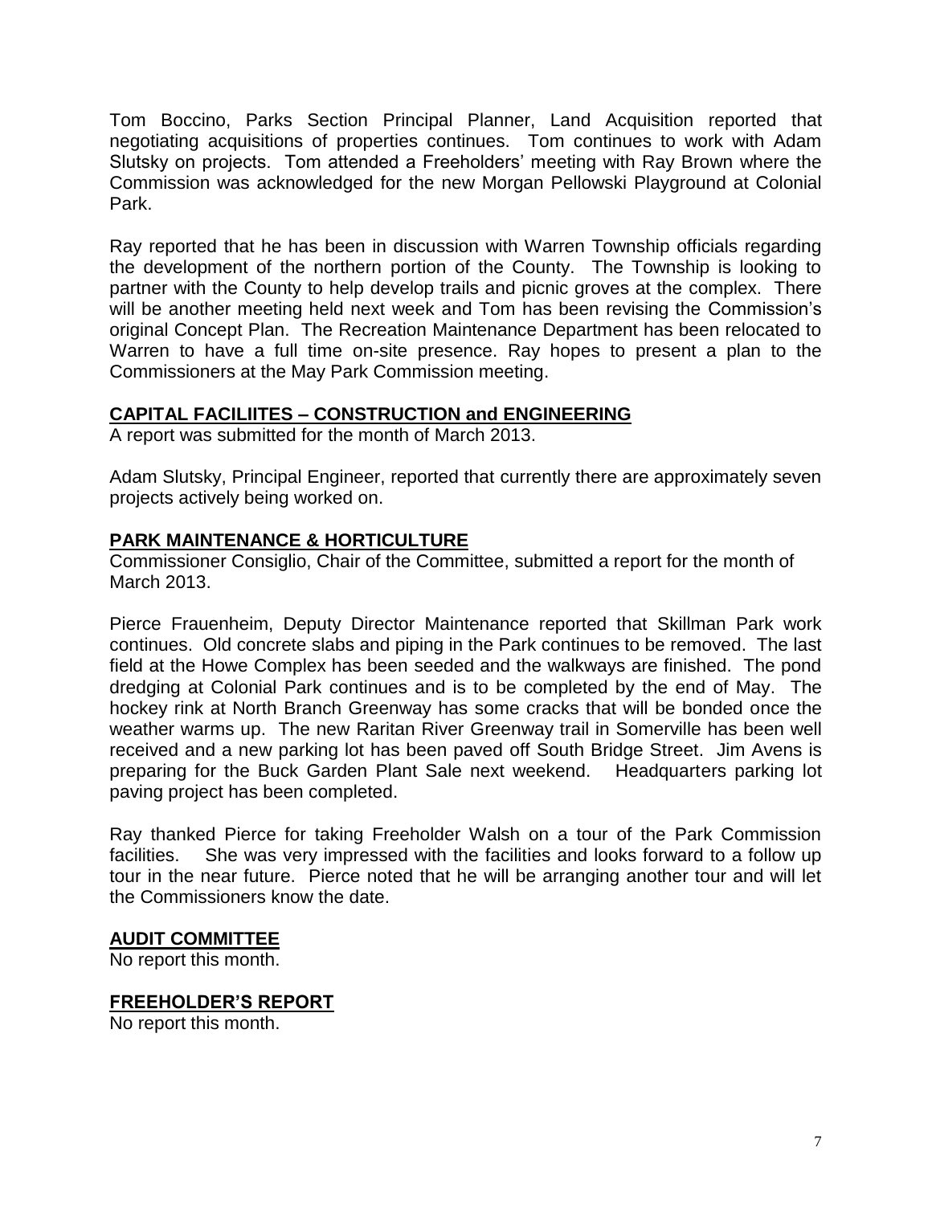Tom Boccino, Parks Section Principal Planner, Land Acquisition reported that negotiating acquisitions of properties continues. Tom continues to work with Adam Slutsky on projects. Tom attended a Freeholders' meeting with Ray Brown where the Commission was acknowledged for the new Morgan Pellowski Playground at Colonial Park.

Ray reported that he has been in discussion with Warren Township officials regarding the development of the northern portion of the County. The Township is looking to partner with the County to help develop trails and picnic groves at the complex. There will be another meeting held next week and Tom has been revising the Commission's original Concept Plan. The Recreation Maintenance Department has been relocated to Warren to have a full time on-site presence. Ray hopes to present a plan to the Commissioners at the May Park Commission meeting.

## CAPITAL FACILIITES – CONSTRUCTION and ENGINEERING

A report was submitted for the month of March 2013.

Adam Slutsky, Principal Engineer, reported that currently there are approximately seven projects actively being worked on.

## PARK MAINTENANCE & HORTICULTURE

Commissioner Consiglio, Chair of the Committee, submitted a report for the month of March 2013.

Pierce Frauenheim, Deputy Director Maintenance reported that Skillman Park work continues. Old concrete slabs and piping in the Park continues to be removed. The last field at the Howe Complex has been seeded and the walkways are finished. The pond dredging at Colonial Park continues and is to be completed by the end of May. The hockey rink at North Branch Greenway has some cracks that will be bonded once the weather warms up. The new Raritan River Greenway trail in Somerville has been well received and a new parking lot has been paved off South Bridge Street. Jim Avens is preparing for the Buck Garden Plant Sale next weekend. Headquarters parking lot paving project has been completed.

Ray thanked Pierce for taking Freeholder Walsh on a tour of the Park Commission facilities. She was very impressed with the facilities and looks forward to a follow up tour in the near future. Pierce noted that he will be arranging another tour and will let the Commissioners know the date.

## AUDIT COMMITTEE

No report this month.

## FREEHOLDER'S REPORT

No report this month.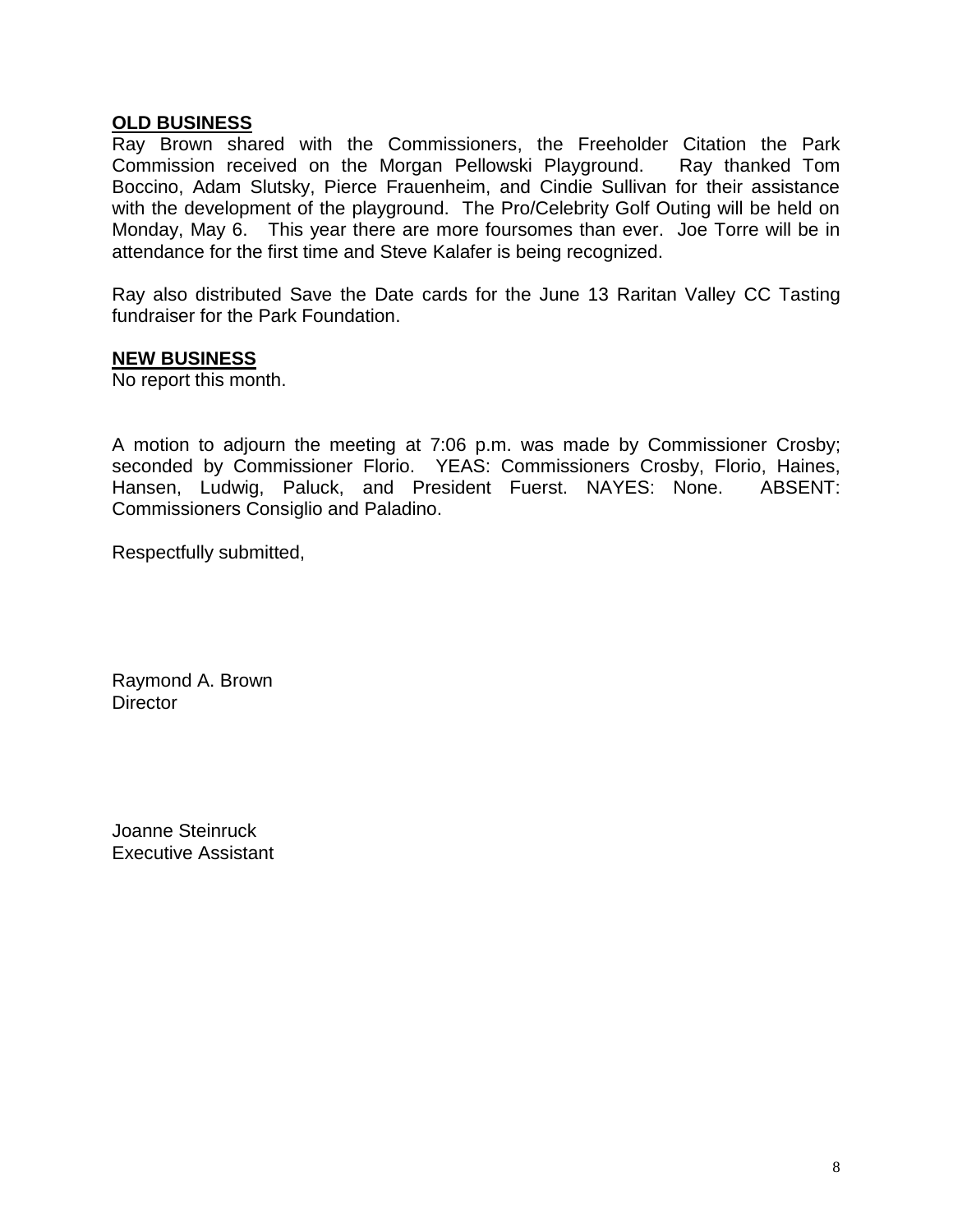**OLD BUSINESS**

Ray Brown shared with the Commissioners, the Freeholder Citation the Park Commission received on the Morgan Pellowski Playground. Ray thanked Tom Boccino, Adam Slutsky, Pierce Frauenheim, and Cindie Sullivan for their assistance with the development of the playground. The Pro/Celebrity Golf Outing will be held on Monday, May 6. This year there are more foursomes than ever. Joe Torre will be in attendance for the first time and Steve Kalafer is being recognized.

Ray also distributed Save the Date cards for the June 13 Raritan Valley CC Tasting fundraiser for the Park Foundation.

**NEW BUSINESS**

No report this month.

A motion to adjourn the meeting at 7:06 p.m. was made by Commissioner Crosby; seconded by Commissioner Florio. YEAS: Commissioners Crosby, Florio, Haines, Hansen, Ludwig, Paluck, and President Fuerst. NAYES: None. ABSENT: Commissioners Consiglio and Paladino.

Respectfully submitted,

Raymond A. Brown
Director

Joanne Steinruck
Executive Assistant